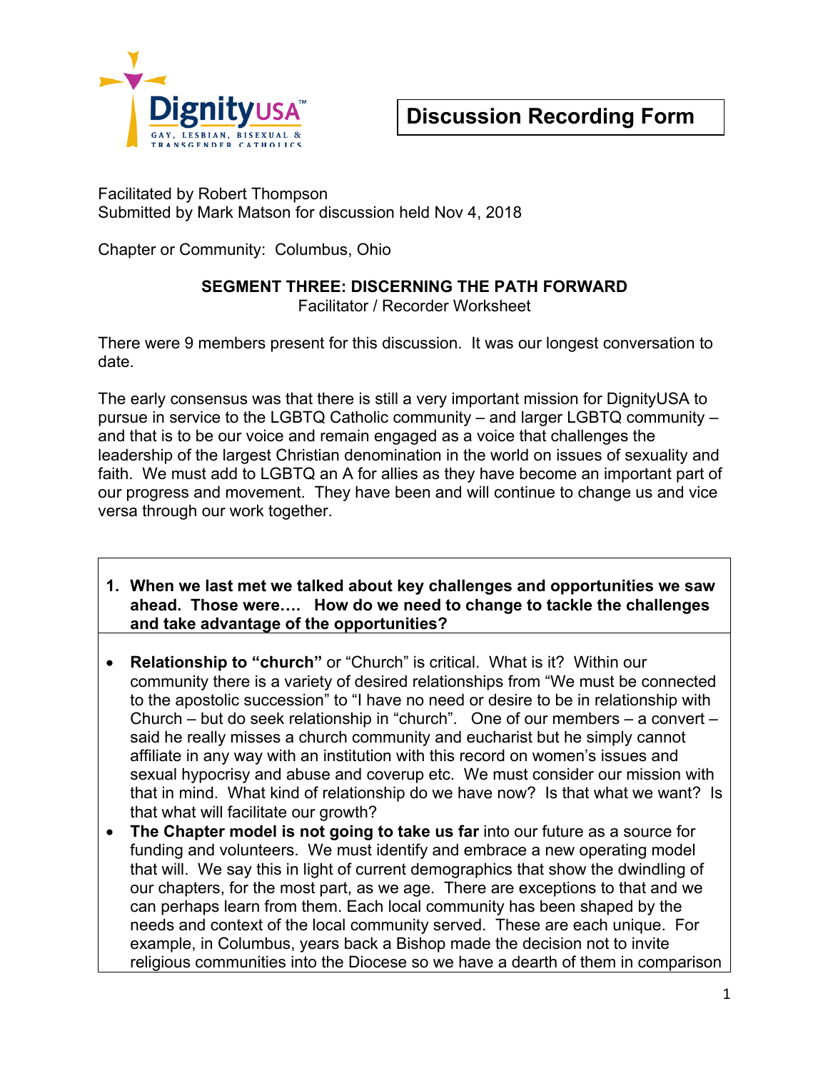DignityUSA
GAY, LESBIAN, BISEXUAL & TRANSGENDER CATHOLICS

# Discussion Recording Form

Facilitated by Robert Thompson
Submitted by Mark Matson for discussion held Nov 4, 2018

Chapter or Community: Columbus, Ohio

## SEGMENT THREE: DISCERNING THE PATH FORWARD

Facilitator / Recorder Worksheet

There were 9 members present for this discussion. It was our longest conversation to date.

The early consensus was that there is still a very important mission for DignityUSA to pursue in service to the LGBTQ Catholic community – and larger LGBTQ community – and that is to be our voice and remain engaged as a voice that challenges the leadership of the largest Christian denomination in the world on issues of sexuality and faith. We must add to LGBTQ an A for allies as they have become an important part of our progress and movement. They have been and will continue to change us and vice versa through our work together.

**1. When we last met we talked about key challenges and opportunities we saw ahead. Those were…. How do we need to change to tackle the challenges and take advantage of the opportunities?**

- **Relationship to "church"** or "Church" is critical. What is it? Within our community there is a variety of desired relationships from "We must be connected to the apostolic succession" to "I have no need or desire to be in relationship with Church – but do seek relationship in "church". One of our members – a convert – said he really misses a church community and eucharist but he simply cannot affiliate in any way with an institution with this record on women's issues and sexual hypocrisy and abuse and coverup etc. We must consider our mission with that in mind. What kind of relationship do we have now? Is that what we want? Is that what will facilitate our growth?
- **The Chapter model is not going to take us far** into our future as a source for funding and volunteers. We must identify and embrace a new operating model that will. We say this in light of current demographics that show the dwindling of our chapters, for the most part, as we age. There are exceptions to that and we can perhaps learn from them. Each local community has been shaped by the needs and context of the local community served. These are each unique. For example, in Columbus, years back a Bishop made the decision not to invite religious communities into the Diocese so we have a dearth of them in comparison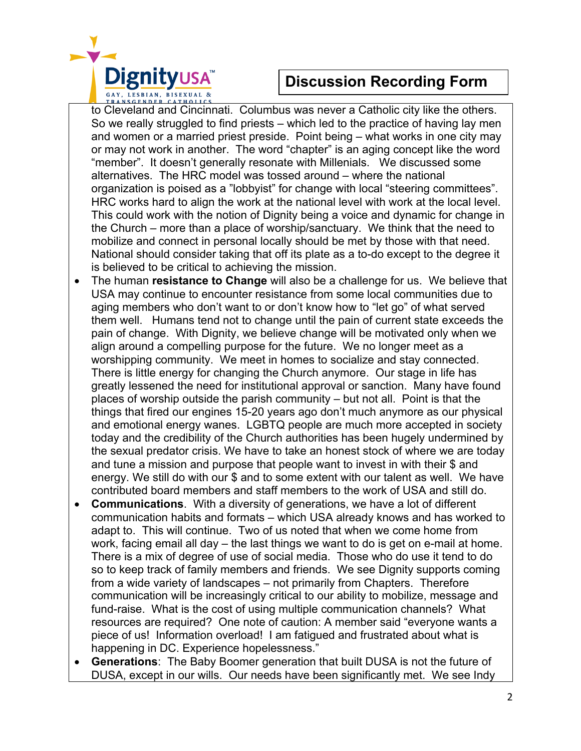to Cleveland and Cincinnati. Columbus was never a Catholic city like the others. So we really struggled to find priests – which led to the practice of having lay men and women or a married priest preside. Point being – what works in one city may or may not work in another. The word "chapter" is an aging concept like the word "member". It doesn't generally resonate with Millenials. We discussed some alternatives. The HRC model was tossed around – where the national organization is poised as a "lobbyist" for change with local "steering committees". HRC works hard to align the work at the national level with work at the local level. This could work with the notion of Dignity being a voice and dynamic for change in the Church – more than a place of worship/sanctuary. We think that the need to mobilize and connect in personal locally should be met by those with that need. National should consider taking that off its plate as a to-do except to the degree it is believed to be critical to achieving the mission.

- The human **resistance to Change** will also be a challenge for us. We believe that USA may continue to encounter resistance from some local communities due to aging members who don't want to or don't know how to "let go" of what served them well. Humans tend not to change until the pain of current state exceeds the pain of change. With Dignity, we believe change will be motivated only when we align around a compelling purpose for the future. We no longer meet as a worshipping community. We meet in homes to socialize and stay connected. There is little energy for changing the Church anymore. Our stage in life has greatly lessened the need for institutional approval or sanction. Many have found places of worship outside the parish community – but not all. Point is that the things that fired our engines 15-20 years ago don't much anymore as our physical and emotional energy wanes. LGBTQ people are much more accepted in society today and the credibility of the Church authorities has been hugely undermined by the sexual predator crisis. We have to take an honest stock of where we are today and tune a mission and purpose that people want to invest in with their $ and energy. We still do with our $ and to some extent with our talent as well. We have contributed board members and staff members to the work of USA and still do.
- **Communications**. With a diversity of generations, we have a lot of different communication habits and formats – which USA already knows and has worked to adapt to. This will continue. Two of us noted that when we come home from work, facing email all day – the last things we want to do is get on e-mail at home. There is a mix of degree of use of social media. Those who do use it tend to do so to keep track of family members and friends. We see Dignity supports coming from a wide variety of landscapes – not primarily from Chapters. Therefore communication will be increasingly critical to our ability to mobilize, message and fund-raise. What is the cost of using multiple communication channels? What resources are required? One note of caution: A member said "everyone wants a piece of us! Information overload! I am fatigued and frustrated about what is happening in DC. Experience hopelessness."
- **Generations**: The Baby Boomer generation that built DUSA is not the future of DUSA, except in our wills. Our needs have been significantly met. We see Indy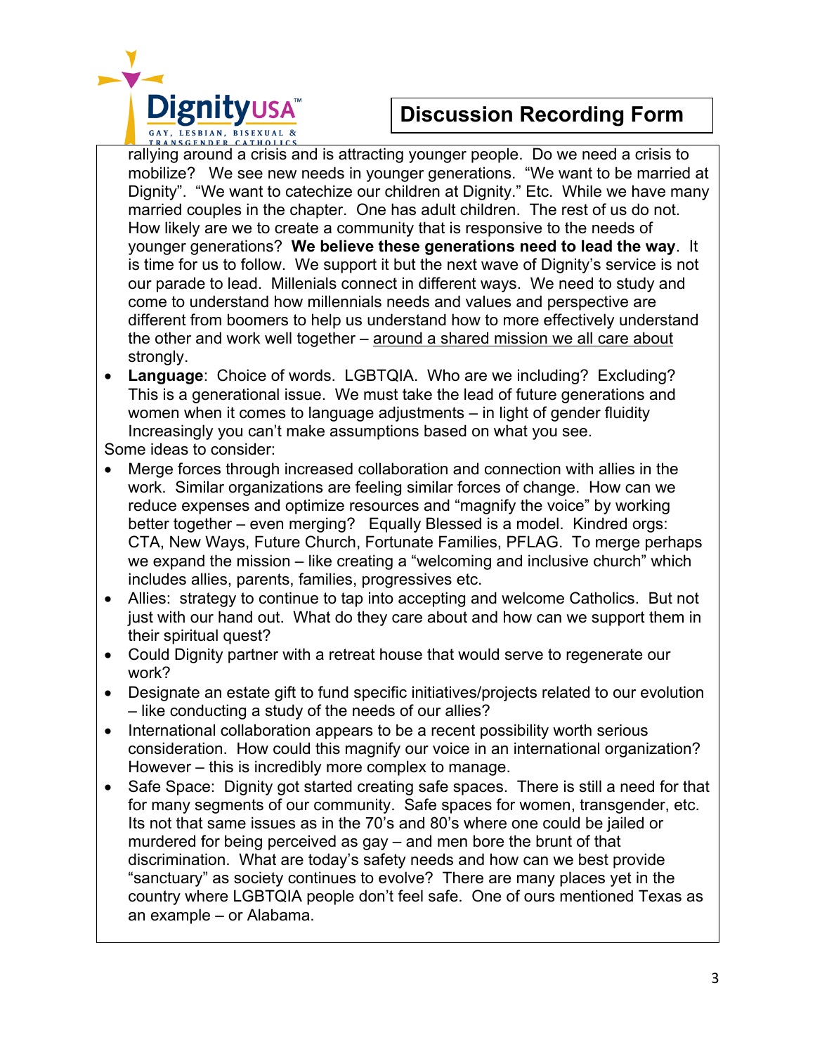# Discussion Recording Form

rallying around a crisis and is attracting younger people. Do we need a crisis to mobilize? We see new needs in younger generations. "We want to be married at Dignity". "We want to catechize our children at Dignity." Etc. While we have many married couples in the chapter. One has adult children. The rest of us do not. How likely are we to create a community that is responsive to the needs of younger generations? **We believe these generations need to lead the way**. It is time for us to follow. We support it but the next wave of Dignity's service is not our parade to lead. Millenials connect in different ways. We need to study and come to understand how millennials needs and values and perspective are different from boomers to help us understand how to more effectively understand the other and work well together – <u>around a shared mission we all care about</u> strongly.

- **Language**: Choice of words. LGBTQIA. Who are we including? Excluding? This is a generational issue. We must take the lead of future generations and women when it comes to language adjustments – in light of gender fluidity Increasingly you can't make assumptions based on what you see.

Some ideas to consider:

- Merge forces through increased collaboration and connection with allies in the work. Similar organizations are feeling similar forces of change. How can we reduce expenses and optimize resources and "magnify the voice" by working better together – even merging? Equally Blessed is a model. Kindred orgs: CTA, New Ways, Future Church, Fortunate Families, PFLAG. To merge perhaps we expand the mission – like creating a "welcoming and inclusive church" which includes allies, parents, families, progressives etc.
- Allies: strategy to continue to tap into accepting and welcome Catholics. But not just with our hand out. What do they care about and how can we support them in their spiritual quest?
- Could Dignity partner with a retreat house that would serve to regenerate our work?
- Designate an estate gift to fund specific initiatives/projects related to our evolution – like conducting a study of the needs of our allies?
- International collaboration appears to be a recent possibility worth serious consideration. How could this magnify our voice in an international organization? However – this is incredibly more complex to manage.
- Safe Space: Dignity got started creating safe spaces. There is still a need for that for many segments of our community. Safe spaces for women, transgender, etc. Its not that same issues as in the 70's and 80's where one could be jailed or murdered for being perceived as gay – and men bore the brunt of that discrimination. What are today's safety needs and how can we best provide "sanctuary" as society continues to evolve? There are many places yet in the country where LGBTQIA people don't feel safe. One of ours mentioned Texas as an example – or Alabama.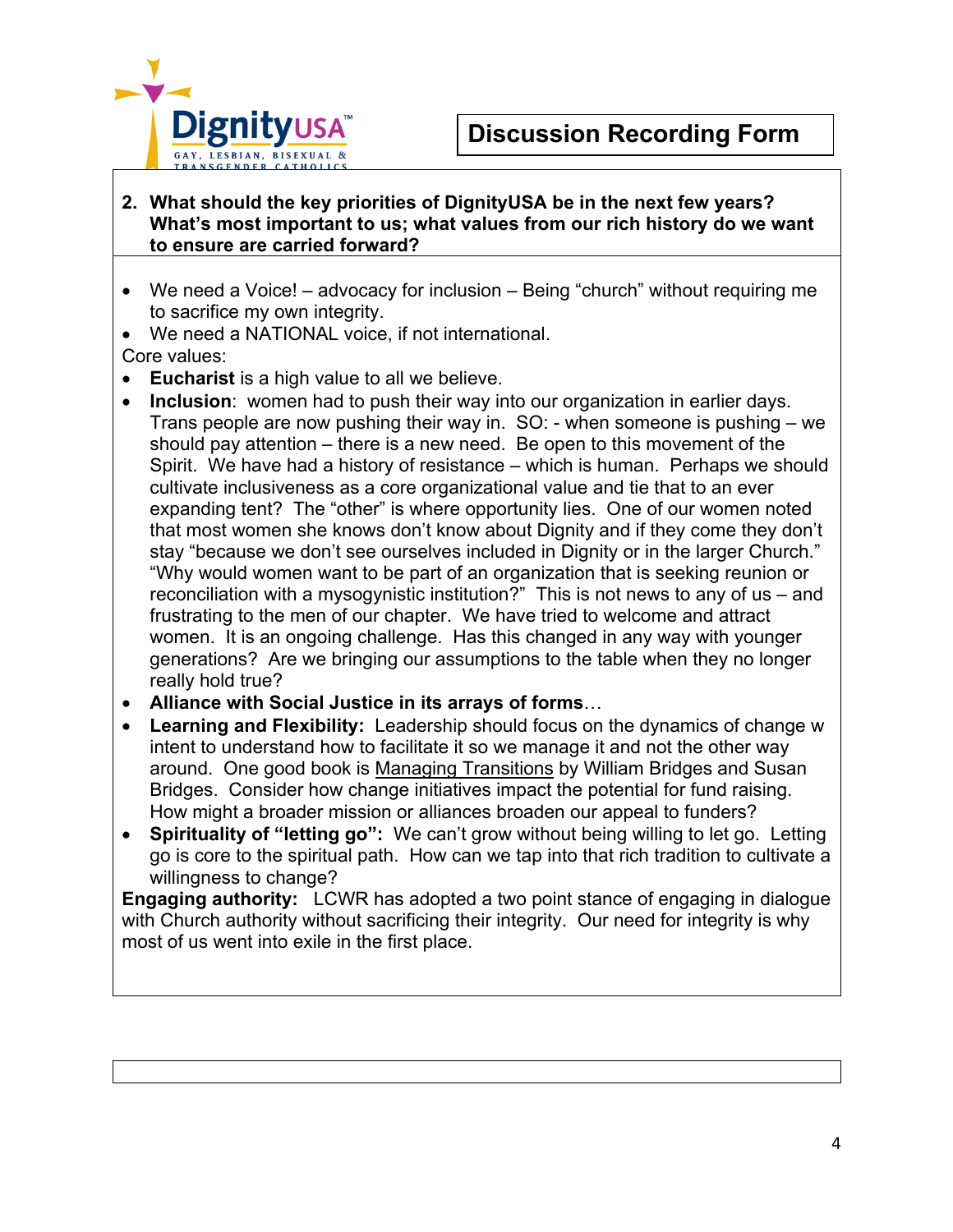DignityUSA
GAY, LESBIAN, BISEXUAL & TRANSGENDER CATHOLICS

# Discussion Recording Form

**2. What should the key priorities of DignityUSA be in the next few years? What's most important to us; what values from our rich history do we want to ensure are carried forward?**

- We need a Voice! – advocacy for inclusion – Being "church" without requiring me to sacrifice my own integrity.
- We need a NATIONAL voice, if not international.

Core values:

- **Eucharist** is a high value to all we believe.
- **Inclusion**: women had to push their way into our organization in earlier days. Trans people are now pushing their way in. SO: - when someone is pushing – we should pay attention – there is a new need. Be open to this movement of the Spirit. We have had a history of resistance – which is human. Perhaps we should cultivate inclusiveness as a core organizational value and tie that to an ever expanding tent? The "other" is where opportunity lies. One of our women noted that most women she knows don't know about Dignity and if they come they don't stay "because we don't see ourselves included in Dignity or in the larger Church." "Why would women want to be part of an organization that is seeking reunion or reconciliation with a mysogynistic institution?" This is not news to any of us – and frustrating to the men of our chapter. We have tried to welcome and attract women. It is an ongoing challenge. Has this changed in any way with younger generations? Are we bringing our assumptions to the table when they no longer really hold true?
- **Alliance with Social Justice in its arrays of forms**…
- **Learning and Flexibility:** Leadership should focus on the dynamics of change w intent to understand how to facilitate it so we manage it and not the other way around. One good book is Managing Transitions by William Bridges and Susan Bridges. Consider how change initiatives impact the potential for fund raising. How might a broader mission or alliances broaden our appeal to funders?
- **Spirituality of "letting go":** We can't grow without being willing to let go. Letting go is core to the spiritual path. How can we tap into that rich tradition to cultivate a willingness to change?

**Engaging authority:** LCWR has adopted a two point stance of engaging in dialogue with Church authority without sacrificing their integrity. Our need for integrity is why most of us went into exile in the first place.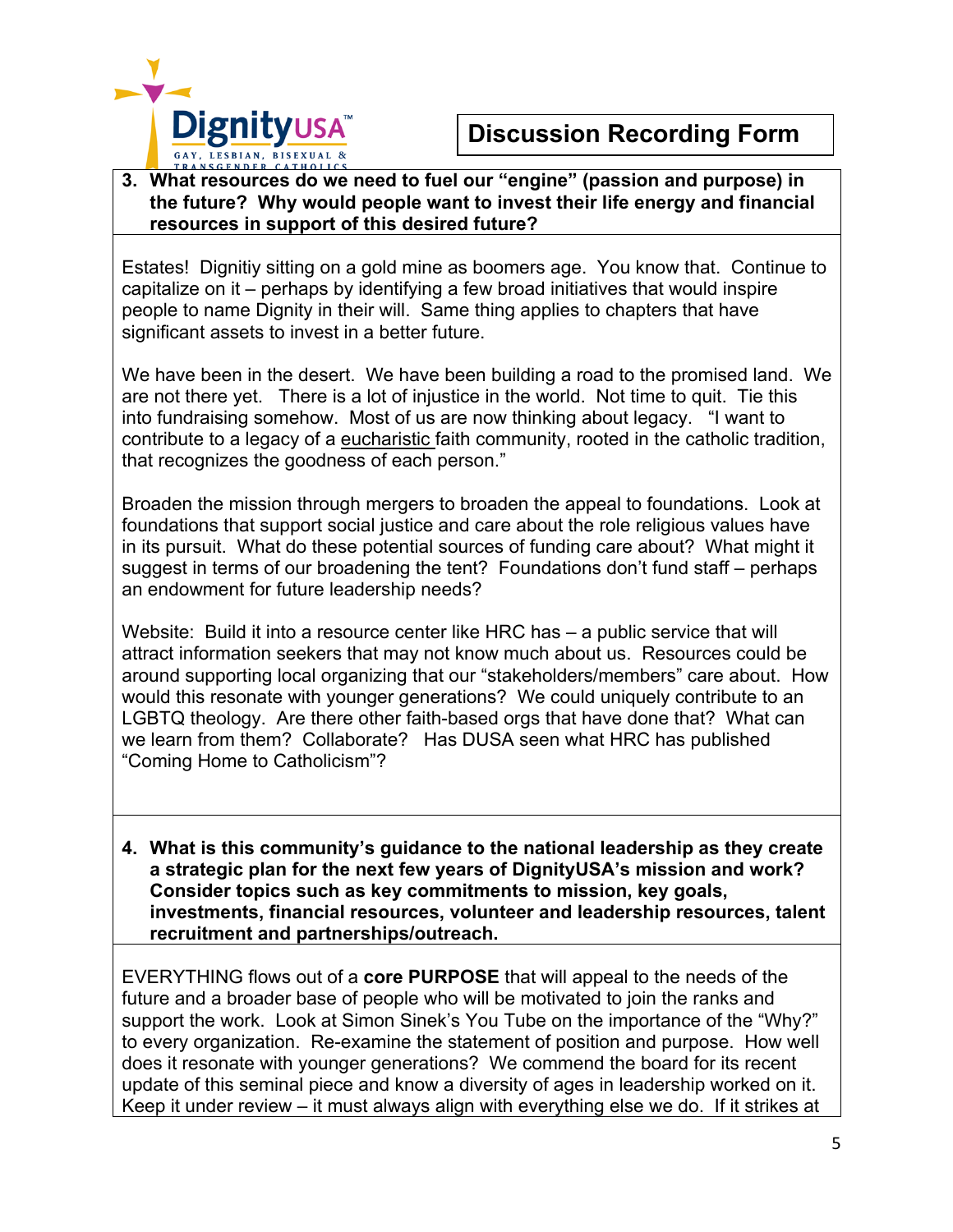Discussion Recording Form

**3. What resources do we need to fuel our "engine" (passion and purpose) in the future? Why would people want to invest their life energy and financial resources in support of this desired future?**

Estates! Dignitiy sitting on a gold mine as boomers age. You know that. Continue to capitalize on it – perhaps by identifying a few broad initiatives that would inspire people to name Dignity in their will. Same thing applies to chapters that have significant assets to invest in a better future.

We have been in the desert. We have been building a road to the promised land. We are not there yet. There is a lot of injustice in the world. Not time to quit. Tie this into fundraising somehow. Most of us are now thinking about legacy. "I want to contribute to a legacy of a <u>eucharistic</u> faith community, rooted in the catholic tradition, that recognizes the goodness of each person."

Broaden the mission through mergers to broaden the appeal to foundations. Look at foundations that support social justice and care about the role religious values have in its pursuit. What do these potential sources of funding care about? What might it suggest in terms of our broadening the tent? Foundations don't fund staff – perhaps an endowment for future leadership needs?

Website: Build it into a resource center like HRC has – a public service that will attract information seekers that may not know much about us. Resources could be around supporting local organizing that our "stakeholders/members" care about. How would this resonate with younger generations? We could uniquely contribute to an LGBTQ theology. Are there other faith-based orgs that have done that? What can we learn from them? Collaborate? Has DUSA seen what HRC has published "Coming Home to Catholicism"?

**4. What is this community's guidance to the national leadership as they create a strategic plan for the next few years of DignityUSA's mission and work? Consider topics such as key commitments to mission, key goals, investments, financial resources, volunteer and leadership resources, talent recruitment and partnerships/outreach.**

EVERYTHING flows out of a **core PURPOSE** that will appeal to the needs of the future and a broader base of people who will be motivated to join the ranks and support the work. Look at Simon Sinek's You Tube on the importance of the "Why?" to every organization. Re-examine the statement of position and purpose. How well does it resonate with younger generations? We commend the board for its recent update of this seminal piece and know a diversity of ages in leadership worked on it. Keep it under review – it must always align with everything else we do. If it strikes at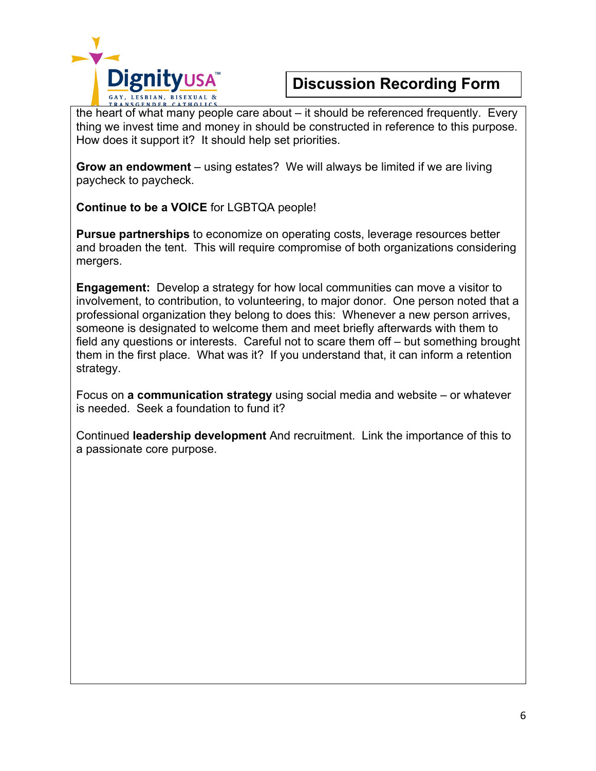# Discussion Recording Form

the heart of what many people care about – it should be referenced frequently. Every thing we invest time and money in should be constructed in reference to this purpose. How does it support it? It should help set priorities.

**Grow an endowment** – using estates? We will always be limited if we are living paycheck to paycheck.

**Continue to be a VOICE** for LGBTQA people!

**Pursue partnerships** to economize on operating costs, leverage resources better and broaden the tent. This will require compromise of both organizations considering mergers.

**Engagement:** Develop a strategy for how local communities can move a visitor to involvement, to contribution, to volunteering, to major donor. One person noted that a professional organization they belong to does this: Whenever a new person arrives, someone is designated to welcome them and meet briefly afterwards with them to field any questions or interests. Careful not to scare them off – but something brought them in the first place. What was it? If you understand that, it can inform a retention strategy.

Focus on **a communication strategy** using social media and website – or whatever is needed. Seek a foundation to fund it?

Continued **leadership development** And recruitment. Link the importance of this to a passionate core purpose.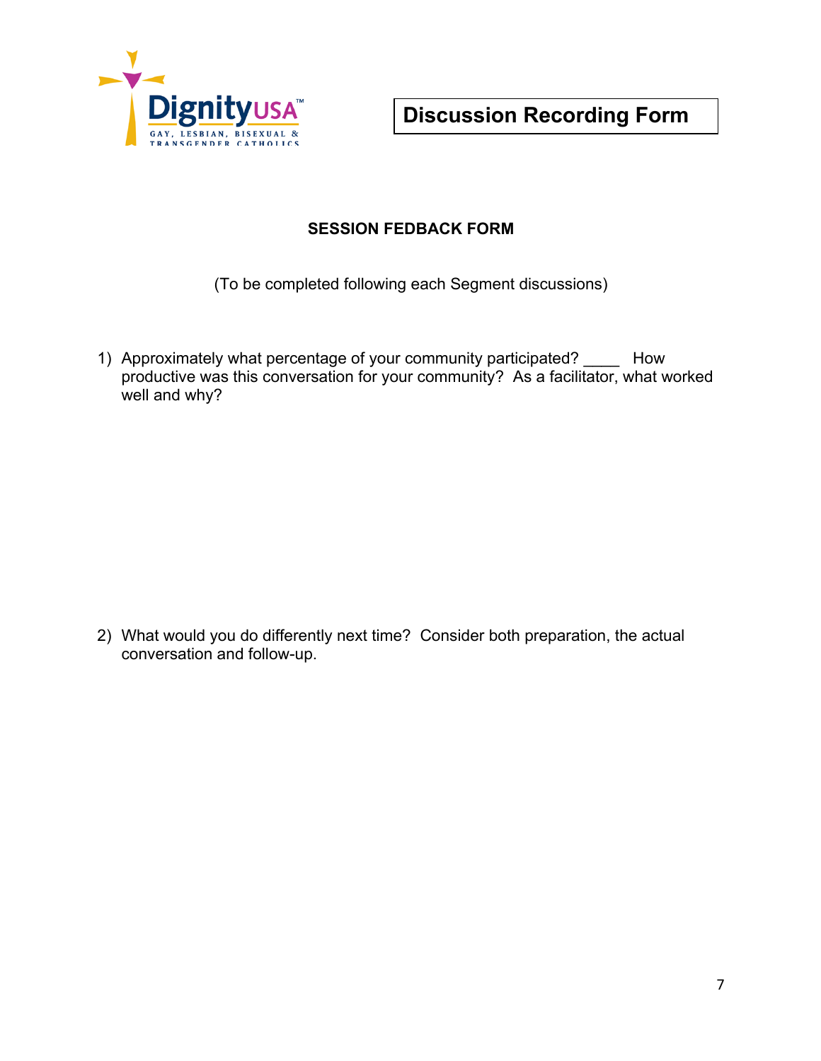DignityUSA
GAY, LESBIAN, BISEXUAL & TRANSGENDER CATHOLICS

**Discussion Recording Form**

**SESSION FEDBACK FORM**

(To be completed following each Segment discussions)

1) Approximately what percentage of your community participated? ____ How productive was this conversation for your community? As a facilitator, what worked well and why?

2) What would you do differently next time? Consider both preparation, the actual conversation and follow-up.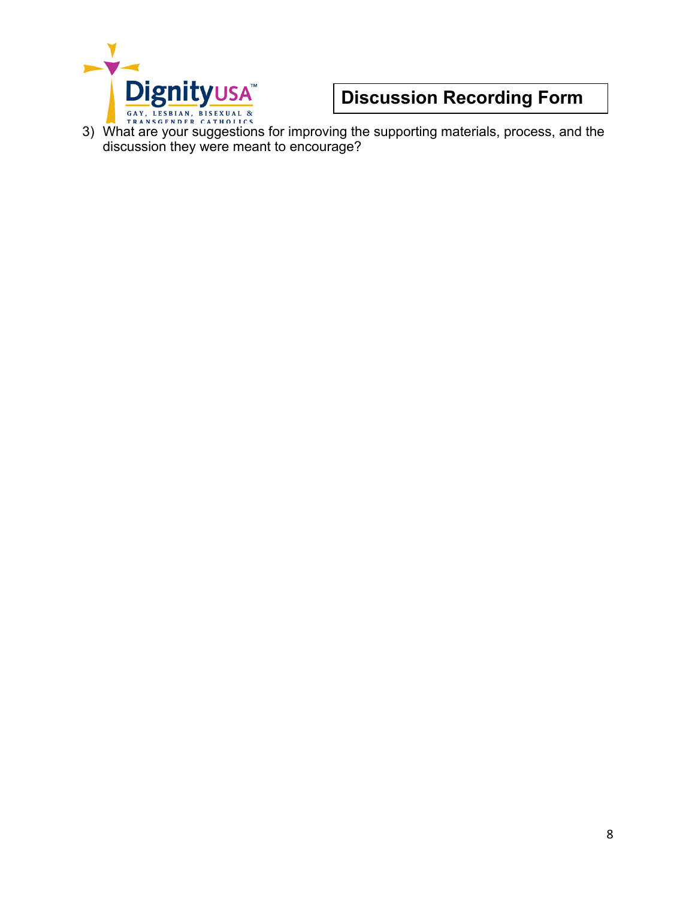DignityUSA™

GAY, LESBIAN, BISEXUAL & TRANSGENDER CATHOLICS

## Discussion Recording Form

3) What are your suggestions for improving the supporting materials, process, and the discussion they were meant to encourage?